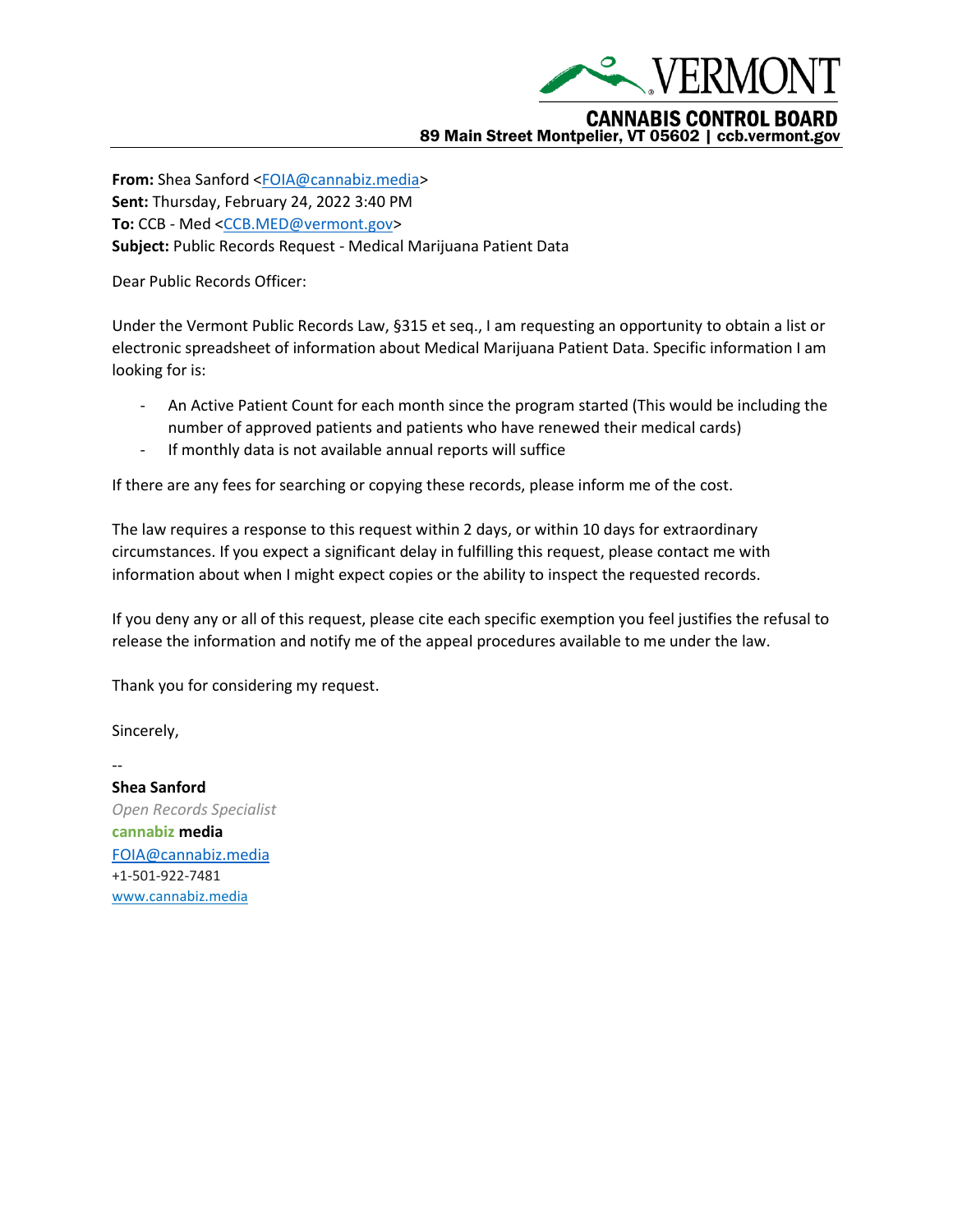VERMONT

CANNABIS CONTROL BOARD

89 Main Street Montpelier, VT 05602 | ccb.vermont.gov

**From:** Shea Sanford <FOIA@cannabiz.media>
**Sent:** Thursday, February 24, 2022 3:40 PM
**To:** CCB - Med <CCB.MED@vermont.gov>
**Subject:** Public Records Request - Medical Marijuana Patient Data

Dear Public Records Officer:

Under the Vermont Public Records Law, §315 et seq., I am requesting an opportunity to obtain a list or electronic spreadsheet of information about Medical Marijuana Patient Data. Specific information I am looking for is:

- An Active Patient Count for each month since the program started (This would be including the number of approved patients and patients who have renewed their medical cards)
- If monthly data is not available annual reports will suffice

If there are any fees for searching or copying these records, please inform me of the cost.

The law requires a response to this request within 2 days, or within 10 days for extraordinary circumstances. If you expect a significant delay in fulfilling this request, please contact me with information about when I might expect copies or the ability to inspect the requested records.

If you deny any or all of this request, please cite each specific exemption you feel justifies the refusal to release the information and notify me of the appeal procedures available to me under the law.

Thank you for considering my request.

Sincerely,

--
**Shea Sanford**
*Open Records Specialist*
**cannabiz media**
FOIA@cannabiz.media
+1-501-922-7481
www.cannabiz.media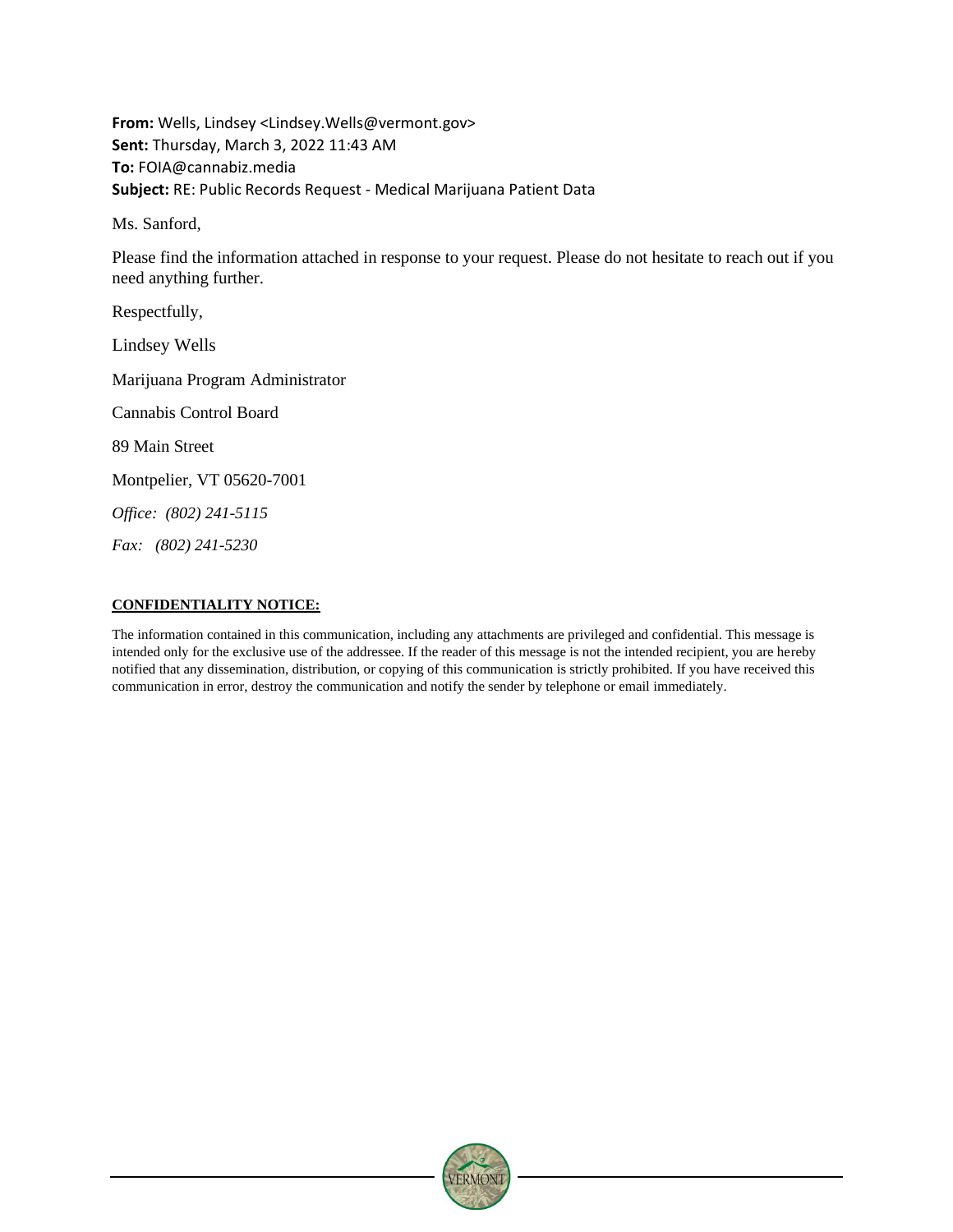**From:** Wells, Lindsey <Lindsey.Wells@vermont.gov>
**Sent:** Thursday, March 3, 2022 11:43 AM
**To:** FOIA@cannabiz.media
**Subject:** RE: Public Records Request - Medical Marijuana Patient Data

Ms. Sanford,

Please find the information attached in response to your request. Please do not hesitate to reach out if you need anything further.

Respectfully,

Lindsey Wells

Marijuana Program Administrator

Cannabis Control Board

89 Main Street

Montpelier, VT 05620-7001

*Office: (802) 241-5115*

*Fax: (802) 241-5230*

**CONFIDENTIALITY NOTICE:**

The information contained in this communication, including any attachments are privileged and confidential. This message is intended only for the exclusive use of the addressee. If the reader of this message is not the intended recipient, you are hereby notified that any dissemination, distribution, or copying of this communication is strictly prohibited. If you have received this communication in error, destroy the communication and notify the sender by telephone or email immediately.